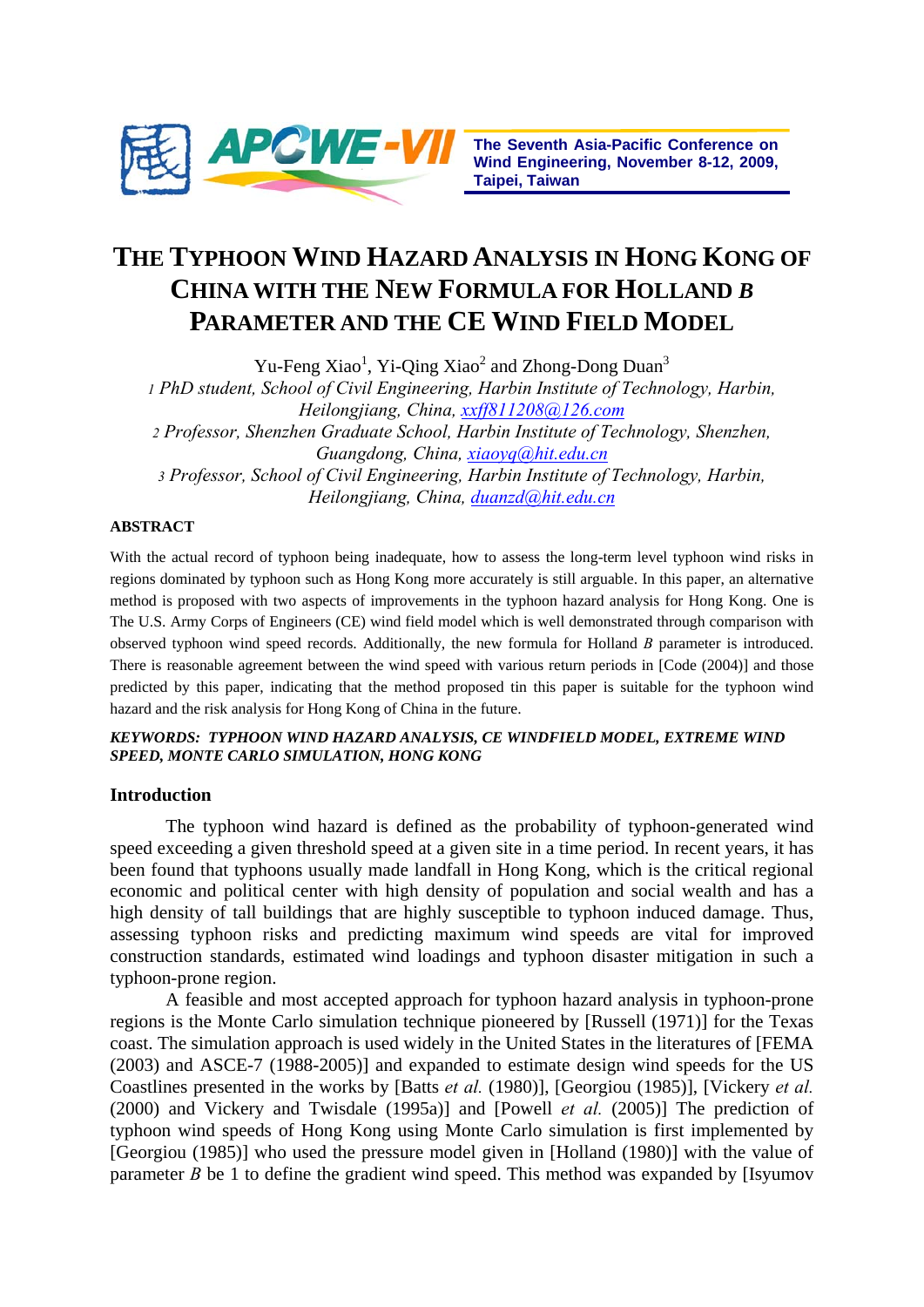The Seventh Asia-Pacific Conference on Wind Engineering, November 8-12, 2009, Taipei, Taiwan

# THE TYPHOON WIND HAZARD ANALYSIS IN HONG KONG OF CHINA WITH THE NEW FORMULA FOR HOLLAND *B* PARAMETER AND THE CE WIND FIELD MODEL

Yu-Feng Xiao[1], Yi-Qing Xiao[2] and Zhong-Dong Duan[3]

[1] *PhD student, School of Civil Engineering, Harbin Institute of Technology, Harbin, Heilongjiang, China, xxff811208@126.com*

[2] *Professor, Shenzhen Graduate School, Harbin Institute of Technology, Shenzhen, Guangdong, China, xiaoyq@hit.edu.cn*

[3] *Professor, School of Civil Engineering, Harbin Institute of Technology, Harbin, Heilongjiang, China, duanzd@hit.edu.cn*

## ABSTRACT

With the actual record of typhoon being inadequate, how to assess the long-term level typhoon wind risks in regions dominated by typhoon such as Hong Kong more accurately is still arguable. In this paper, an alternative method is proposed with two aspects of improvements in the typhoon hazard analysis for Hong Kong. One is The U.S. Army Corps of Engineers (CE) wind field model which is well demonstrated through comparison with observed typhoon wind speed records. Additionally, the new formula for Holland *B* parameter is introduced. There is reasonable agreement between the wind speed with various return periods in [Code (2004)] and those predicted by this paper, indicating that the method proposed tin this paper is suitable for the typhoon wind hazard and the risk analysis for Hong Kong of China in the future.

***KEYWORDS: TYPHOON WIND HAZARD ANALYSIS, CE WINDFIELD MODEL, EXTREME WIND SPEED, MONTE CARLO SIMULATION, HONG KONG***

## Introduction

The typhoon wind hazard is defined as the probability of typhoon-generated wind speed exceeding a given threshold speed at a given site in a time period. In recent years, it has been found that typhoons usually made landfall in Hong Kong, which is the critical regional economic and political center with high density of population and social wealth and has a high density of tall buildings that are highly susceptible to typhoon induced damage. Thus, assessing typhoon risks and predicting maximum wind speeds are vital for improved construction standards, estimated wind loadings and typhoon disaster mitigation in such a typhoon-prone region.

A feasible and most accepted approach for typhoon hazard analysis in typhoon-prone regions is the Monte Carlo simulation technique pioneered by [Russell (1971)] for the Texas coast. The simulation approach is used widely in the United States in the literatures of [FEMA (2003) and ASCE-7 (1988-2005)] and expanded to estimate design wind speeds for the US Coastlines presented in the works by [Batts *et al.* (1980)], [Georgiou (1985)], [Vickery *et al.* (2000) and Vickery and Twisdale (1995a)] and [Powell *et al.* (2005)] The prediction of typhoon wind speeds of Hong Kong using Monte Carlo simulation is first implemented by [Georgiou (1985)] who used the pressure model given in [Holland (1980)] with the value of parameter *B* be 1 to define the gradient wind speed. This method was expanded by [Isyumov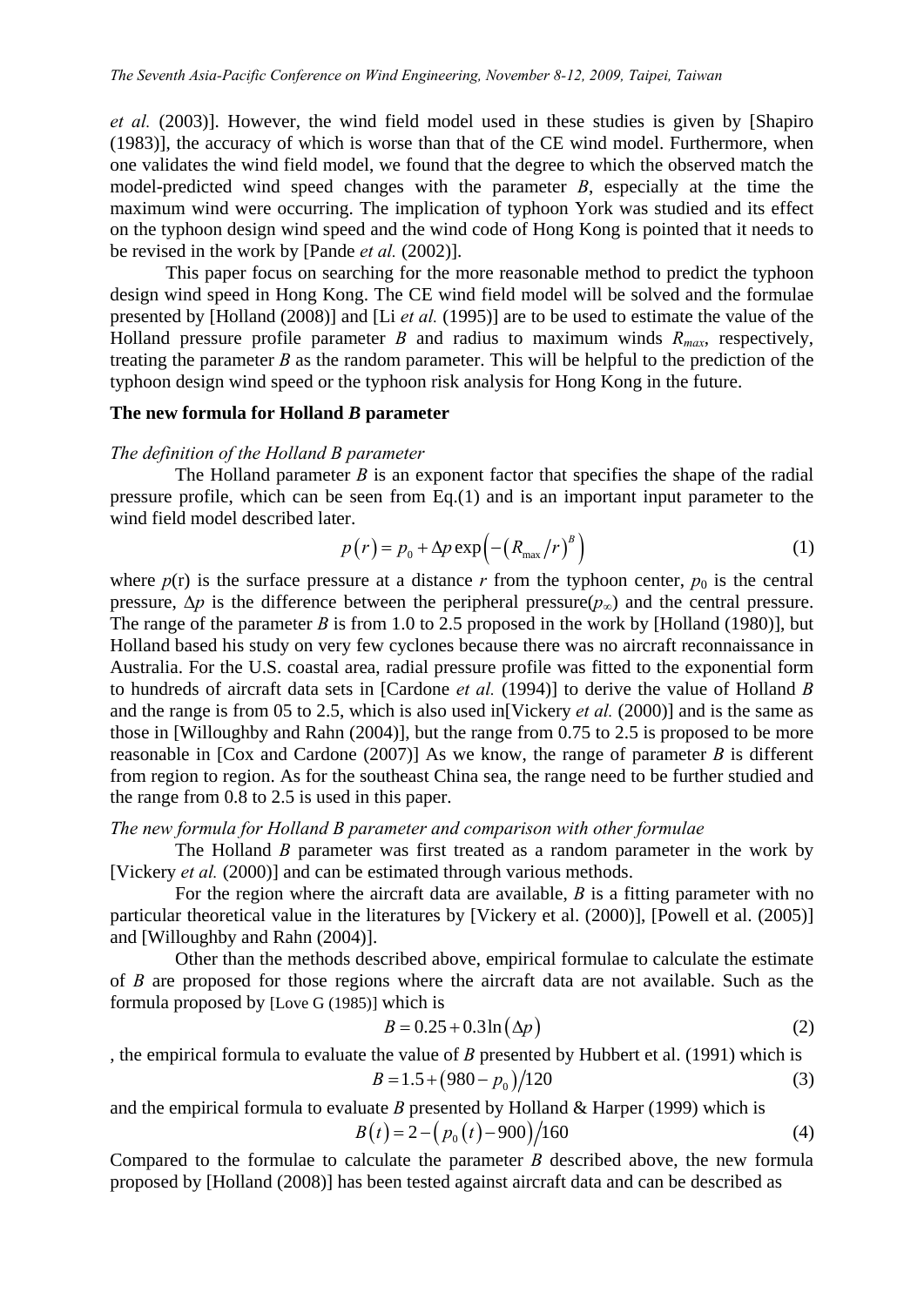*et al.* (2003)]. However, the wind field model used in these studies is given by [Shapiro (1983)], the accuracy of which is worse than that of the CE wind model. Furthermore, when one validates the wind field model, we found that the degree to which the observed match the model-predicted wind speed changes with the parameter $B$, especially at the time the maximum wind were occurring. The implication of typhoon York was studied and its effect on the typhoon design wind speed and the wind code of Hong Kong is pointed that it needs to be revised in the work by [Pande *et al.* (2002)].

This paper focus on searching for the more reasonable method to predict the typhoon design wind speed in Hong Kong. The CE wind field model will be solved and the formulae presented by [Holland (2008)] and [Li *et al.* (1995)] are to be used to estimate the value of the Holland pressure profile parameter $B$ and radius to maximum winds $R_{max}$, respectively, treating the parameter $B$ as the random parameter. This will be helpful to the prediction of the typhoon design wind speed or the typhoon risk analysis for Hong Kong in the future.

**The new formula for Holland *B* parameter**

*The definition of the Holland B parameter*

The Holland parameter $B$ is an exponent factor that specifies the shape of the radial pressure profile, which can be seen from Eq.(1) and is an important input parameter to the wind field model described later.

$$p(r) = p_0 + \Delta p \exp\left(-\left(R_{\max}/r\right)^B\right) \tag{1}$$

where $p$(r) is the surface pressure at a distance $r$ from the typhoon center, $p_0$ is the central pressure, $\Delta p$ is the difference between the peripheral pressure($p_\infty$) and the central pressure. The range of the parameter $B$ is from 1.0 to 2.5 proposed in the work by [Holland (1980)], but Holland based his study on very few cyclones because there was no aircraft reconnaissance in Australia. For the U.S. coastal area, radial pressure profile was fitted to the exponential form to hundreds of aircraft data sets in [Cardone *et al.* (1994)] to derive the value of Holland $B$ and the range is from 05 to 2.5, which is also used in[Vickery *et al.* (2000)] and is the same as those in [Willoughby and Rahn (2004)], but the range from 0.75 to 2.5 is proposed to be more reasonable in [Cox and Cardone (2007)] As we know, the range of parameter $B$ is different from region to region. As for the southeast China sea, the range need to be further studied and the range from 0.8 to 2.5 is used in this paper.

*The new formula for Holland B parameter and comparison with other formulae*

The Holland $B$ parameter was first treated as a random parameter in the work by [Vickery *et al.* (2000)] and can be estimated through various methods.

For the region where the aircraft data are available, $B$ is a fitting parameter with no particular theoretical value in the literatures by [Vickery et al. (2000)], [Powell et al. (2005)] and [Willoughby and Rahn (2004)].

Other than the methods described above, empirical formulae to calculate the estimate of $B$ are proposed for those regions where the aircraft data are not available. Such as the formula proposed by [Love G (1985)] which is

$$B = 0.25 + 0.3\ln(\Delta p) \tag{2}$$

, the empirical formula to evaluate the value of $B$ presented by Hubbert et al. (1991) which is

$$B = 1.5 + (980 - p_0)/120 \tag{3}$$

and the empirical formula to evaluate $B$ presented by Holland & Harper (1999) which is

$$B(t) = 2 - \left(p_0(t) - 900\right)/160 \tag{4}$$

Compared to the formulae to calculate the parameter $B$ described above, the new formula proposed by [Holland (2008)] has been tested against aircraft data and can be described as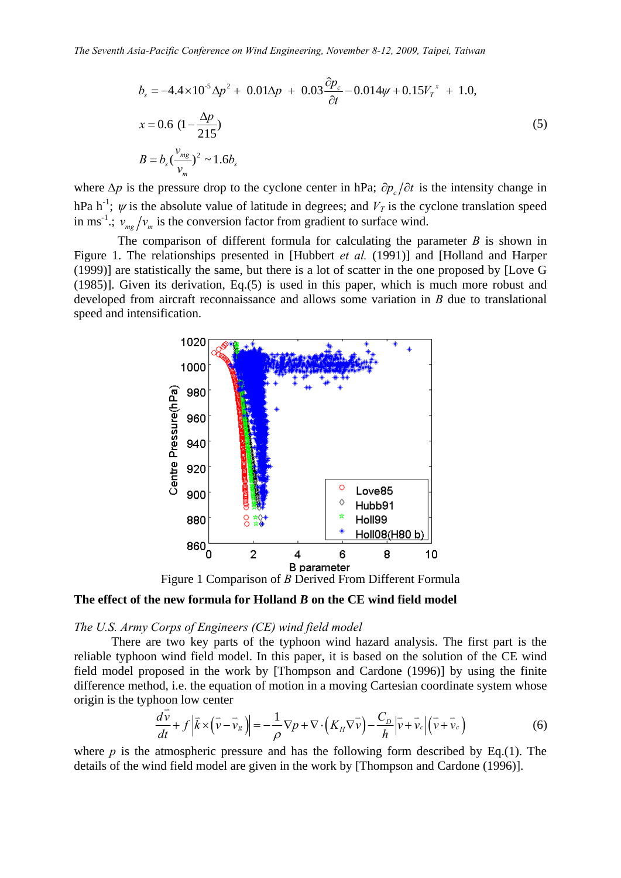$$b_s = -4.4\times10^{-5}\Delta p^2 + 0.01\Delta p + 0.03\frac{\partial p_c}{\partial t} - 0.014\psi + 0.15V_T^{\ x} + 1.0,$$

$$x = 0.6\ (1 - \frac{\Delta p}{215}) \tag{5}$$

$$B = b_s(\frac{v_{mg}}{v_m})^2 \sim 1.6b_s$$

where $\Delta p$ is the pressure drop to the cyclone center in hPa; $\partial p_c/\partial t$ is the intensity change in hPa h$^{-1}$; $\psi$ is the absolute value of latitude in degrees; and $V_T$ is the cyclone translation speed in ms$^{-1}$.; $v_{mg}/v_m$ is the conversion factor from gradient to surface wind.

The comparison of different formula for calculating the parameter $B$ is shown in Figure 1. The relationships presented in [Hubbert *et al.* (1991)] and [Holland and Harper (1999)] are statistically the same, but there is a lot of scatter in the one proposed by [Love G (1985)]. Given its derivation, Eq.(5) is used in this paper, which is much more robust and developed from aircraft reconnaissance and allows some variation in $B$ due to translational speed and intensification.

Figure 1 Comparison of $B$ Derived From Different Formula

**The effect of the new formula for Holland *B* on the CE wind field model**

*The U.S. Army Corps of Engineers (CE) wind field model*

There are two key parts of the typhoon wind hazard analysis. The first part is the reliable typhoon wind field model. In this paper, it is based on the solution of the CE wind field model proposed in the work by [Thompson and Cardone (1996)] by using the finite difference method, i.e. the equation of motion in a moving Cartesian coordinate system whose origin is the typhoon low center

$$\frac{d\vec{v}}{dt} + f\left|\vec{k}\times\left(\vec{v}-\vec{v}_g\right)\right| = -\frac{1}{\rho}\nabla p + \nabla\cdot\left(K_H\nabla\vec{v}\right) - \frac{C_D}{h}\left|\vec{v}+\vec{v}_c\right|\left(\vec{v}+\vec{v}_c\right) \tag{6}$$

where $p$ is the atmospheric pressure and has the following form described by Eq.(1). The details of the wind field model are given in the work by [Thompson and Cardone (1996)].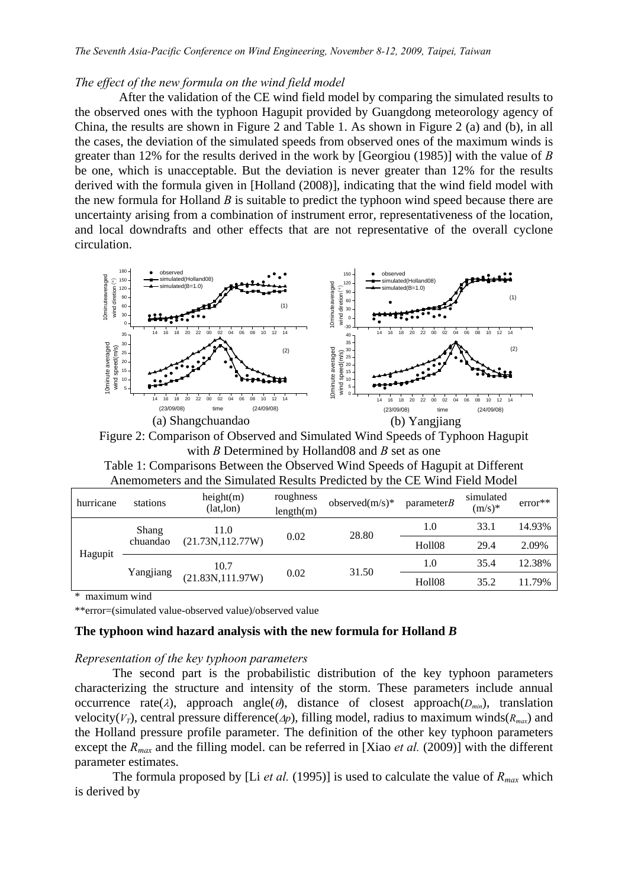*The effect of the new formula on the wind field model*

After the validation of the CE wind field model by comparing the simulated results to the observed ones with the typhoon Hagupit provided by Guangdong meteorology agency of China, the results are shown in Figure 2 and Table 1. As shown in Figure 2 (a) and (b), in all the cases, the deviation of the simulated speeds from observed ones of the maximum winds is greater than 12% for the results derived in the work by [Georgiou (1985)] with the value of *B* be one, which is unacceptable. But the deviation is never greater than 12% for the results derived with the formula given in [Holland (2008)], indicating that the wind field model with the new formula for Holland *B* is suitable to predict the typhoon wind speed because there are uncertainty arising from a combination of instrument error, representativeness of the location, and local downdrafts and other effects that are not representative of the overall cyclone circulation.

(a) Shangchuandao (b) Yangjiang

Figure 2: Comparison of Observed and Simulated Wind Speeds of Typhoon Hagupit with *B* Determined by Holland08 and *B* set as one

Table 1: Comparisons Between the Observed Wind Speeds of Hagupit at Different Anemometers and the Simulated Results Predicted by the CE Wind Field Model

| hurricane | stations | height(m) (lat,lon) | roughness length(m) | observed(m/s)* | parameter*B* | simulated (m/s)* | error** |
|---|---|---|---|---|---|---|---|
| Hagupit | Shang chuandao | 11.0 (21.73N,112.77W) | 0.02 | 28.80 | 1.0 | 33.1 | 14.93% |
| | | | | | Holl08 | 29.4 | 2.09% |
| | Yangjiang | 10.7 (21.83N,111.97W) | 0.02 | 31.50 | 1.0 | 35.4 | 12.38% |
| | | | | | Holl08 | 35.2 | 11.79% |

\* maximum wind

**error=(simulated value-observed value)/observed value

## The typhoon wind hazard analysis with the new formula for Holland *B*

*Representation of the key typhoon parameters*

The second part is the probabilistic distribution of the key typhoon parameters characterizing the structure and intensity of the storm. These parameters include annual occurrence rate($\lambda$), approach angle($\theta$), distance of closest approach($D_{min}$), translation velocity($V_T$), central pressure difference($\Delta p$), filling model, radius to maximum winds($R_{max}$) and the Holland pressure profile parameter. The definition of the other key typhoon parameters except the $R_{max}$ and the filling model. can be referred in [Xiao *et al.* (2009)] with the different parameter estimates.

The formula proposed by [Li *et al.* (1995)] is used to calculate the value of $R_{max}$ which is derived by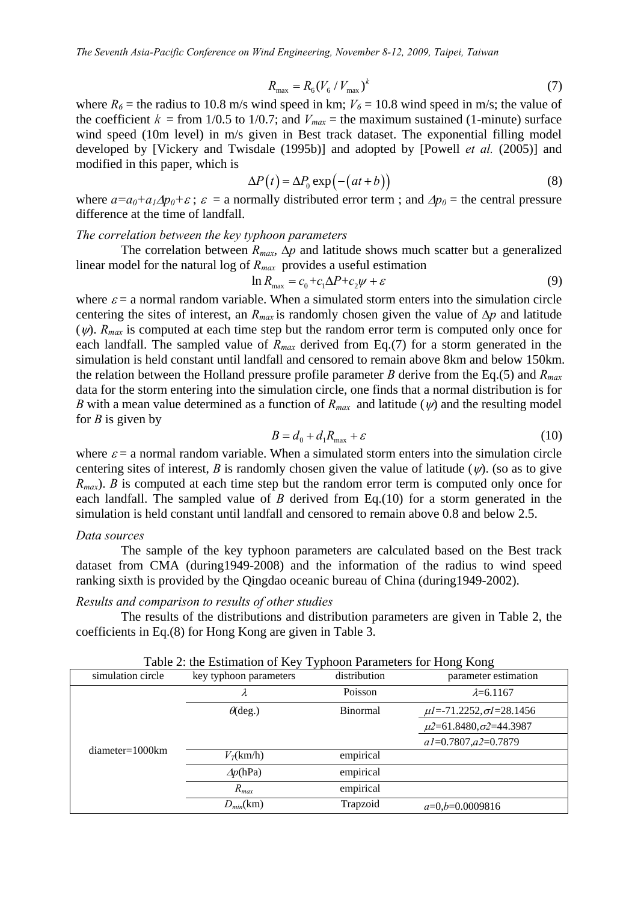$$R_{max} = R_6 (V_6 / V_{max})^k \tag{7}$$

where $R_6$ = the radius to 10.8 m/s wind speed in km; $V_6$ = 10.8 wind speed in m/s; the value of the coefficient $k$ = from 1/0.5 to 1/0.7; and $V_{max}$ = the maximum sustained (1-minute) surface wind speed (10m level) in m/s given in Best track dataset. The exponential filling model developed by [Vickery and Twisdale (1995b)] and adopted by [Powell *et al.* (2005)] and modified in this paper, which is

$$\Delta P(t) = \Delta P_0 \exp\left(-\left(at + b\right)\right) \tag{8}$$

where $a=a_0+a_1\Delta p_0+\varepsilon$ ; $\varepsilon$ = a normally distributed error term ; and $\Delta p_0$ = the central pressure difference at the time of landfall.

*The correlation between the key typhoon parameters*

The correlation between $R_{max}$, $\Delta p$ and latitude shows much scatter but a generalized linear model for the natural log of $R_{max}$ provides a useful estimation

$$\ln R_{max} = c_0 + c_1 \Delta P + c_2 \psi + \varepsilon \tag{9}$$

where $\varepsilon$ = a normal random variable. When a simulated storm enters into the simulation circle centering the sites of interest, an $R_{max}$ is randomly chosen given the value of $\Delta p$ and latitude ($\psi$). $R_{max}$ is computed at each time step but the random error term is computed only once for each landfall. The sampled value of $R_{max}$ derived from Eq.(7) for a storm generated in the simulation is held constant until landfall and censored to remain above 8km and below 150km. the relation between the Holland pressure profile parameter $B$ derive from the Eq.(5) and $R_{max}$ data for the storm entering into the simulation circle, one finds that a normal distribution is for $B$ with a mean value determined as a function of $R_{max}$ and latitude ($\psi$) and the resulting model for $B$ is given by

$$B = d_0 + d_1 R_{max} + \varepsilon \tag{10}$$

where $\varepsilon$ = a normal random variable. When a simulated storm enters into the simulation circle centering sites of interest, $B$ is randomly chosen given the value of latitude ($\psi$). (so as to give $R_{max}$). $B$ is computed at each time step but the random error term is computed only once for each landfall. The sampled value of $B$ derived from Eq.(10) for a storm generated in the simulation is held constant until landfall and censored to remain above 0.8 and below 2.5.

*Data sources*

The sample of the key typhoon parameters are calculated based on the Best track dataset from CMA (during1949-2008) and the information of the radius to wind speed ranking sixth is provided by the Qingdao oceanic bureau of China (during1949-2002).

*Results and comparison to results of other studies*

The results of the distributions and distribution parameters are given in Table 2, the coefficients in Eq.(8) for Hong Kong are given in Table 3.

Table 2: the Estimation of Key Typhoon Parameters for Hong Kong

| simulation circle | key typhoon parameters | distribution | parameter estimation |
|---|---|---|---|
| diameter=1000km | $\lambda$ | Poisson | $\lambda$=6.1167 |
| | $\theta$(deg.) | Binormal | $\mu_1$=-71.2252, $\sigma_1$=28.1456 |
| | | | $\mu_2$=61.8480, $\sigma_2$=44.3987 |
| | | | $a_1$=0.7807, $a_2$=0.7879 |
| | $V_T$(km/h) | empirical | |
| | $\Delta p$(hPa) | empirical | |
| | $R_{max}$ | empirical | |
| | $D_{min}$(km) | Trapzoid | $a$=0, $b$=0.0009816 |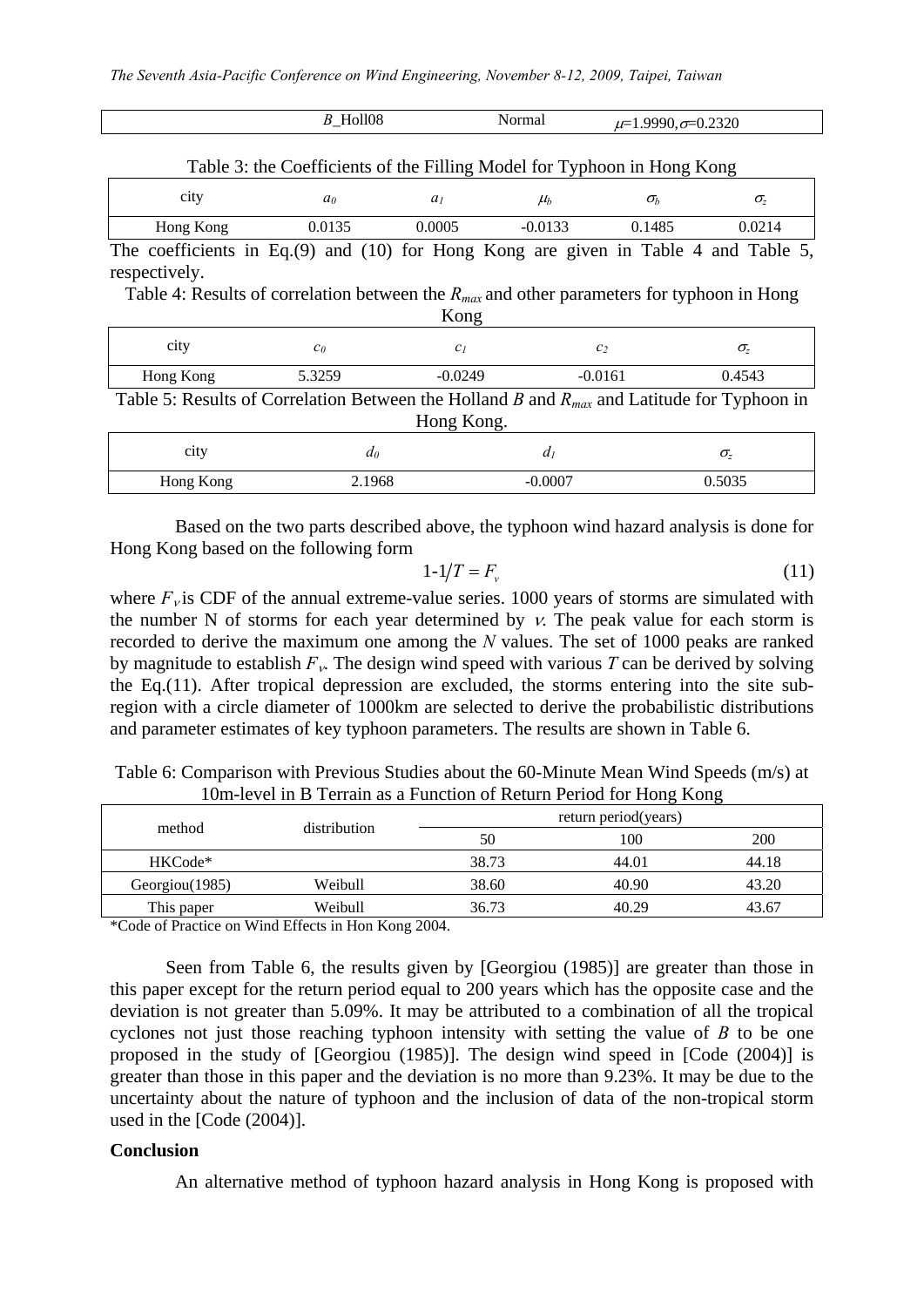| | $B$_Holl08 | Normal | $\mu$=1.9990,$\sigma$=0.2320 |
|---|---|---|---|

Table 3: the Coefficients of the Filling Model for Typhoon in Hong Kong

| city | $a_0$ | $a_1$ | $\mu_b$ | $\sigma_b$ | $\sigma_z$ |
|---|---|---|---|---|---|
| Hong Kong | 0.0135 | 0.0005 | -0.0133 | 0.1485 | 0.0214 |

The coefficients in Eq.(9) and (10) for Hong Kong are given in Table 4 and Table 5, respectively.

Table 4: Results of correlation between the $R_{max}$ and other parameters for typhoon in Hong Kong

| city | $c_0$ | $c_1$ | $c_2$ | $\sigma_z$ |
|---|---|---|---|---|
| Hong Kong | 5.3259 | -0.0249 | -0.0161 | 0.4543 |

Table 5: Results of Correlation Between the Holland $B$ and $R_{max}$ and Latitude for Typhoon in Hong Kong.

| city | $d_0$ | $d_1$ | $\sigma_z$ |
|---|---|---|---|
| Hong Kong | 2.1968 | -0.0007 | 0.5035 |

Based on the two parts described above, the typhoon wind hazard analysis is done for Hong Kong based on the following form

$$1\text{-}1/T = F_v \tag{11}$$

where $F_v$ is CDF of the annual extreme-value series. 1000 years of storms are simulated with the number N of storms for each year determined by $\nu$. The peak value for each storm is recorded to derive the maximum one among the $N$ values. The set of 1000 peaks are ranked by magnitude to establish $F_v$. The design wind speed with various $T$ can be derived by solving the Eq.(11). After tropical depression are excluded, the storms entering into the site sub-region with a circle diameter of 1000km are selected to derive the probabilistic distributions and parameter estimates of key typhoon parameters. The results are shown in Table 6.

Table 6: Comparison with Previous Studies about the 60-Minute Mean Wind Speeds (m/s) at 10m-level in B Terrain as a Function of Return Period for Hong Kong

| method | distribution | return period(years) | | |
|---|---|---|---|---|
| | | 50 | 100 | 200 |
| HKCode* | | 38.73 | 44.01 | 44.18 |
| Georgiou(1985) | Weibull | 38.60 | 40.90 | 43.20 |
| This paper | Weibull | 36.73 | 40.29 | 43.67 |

*Code of Practice on Wind Effects in Hon Kong 2004.

Seen from Table 6, the results given by [Georgiou (1985)] are greater than those in this paper except for the return period equal to 200 years which has the opposite case and the deviation is not greater than 5.09%. It may be attributed to a combination of all the tropical cyclones not just those reaching typhoon intensity with setting the value of $B$ to be one proposed in the study of [Georgiou (1985)]. The design wind speed in [Code (2004)] is greater than those in this paper and the deviation is no more than 9.23%. It may be due to the uncertainty about the nature of typhoon and the inclusion of data of the non-tropical storm used in the [Code (2004)].

**Conclusion**

An alternative method of typhoon hazard analysis in Hong Kong is proposed with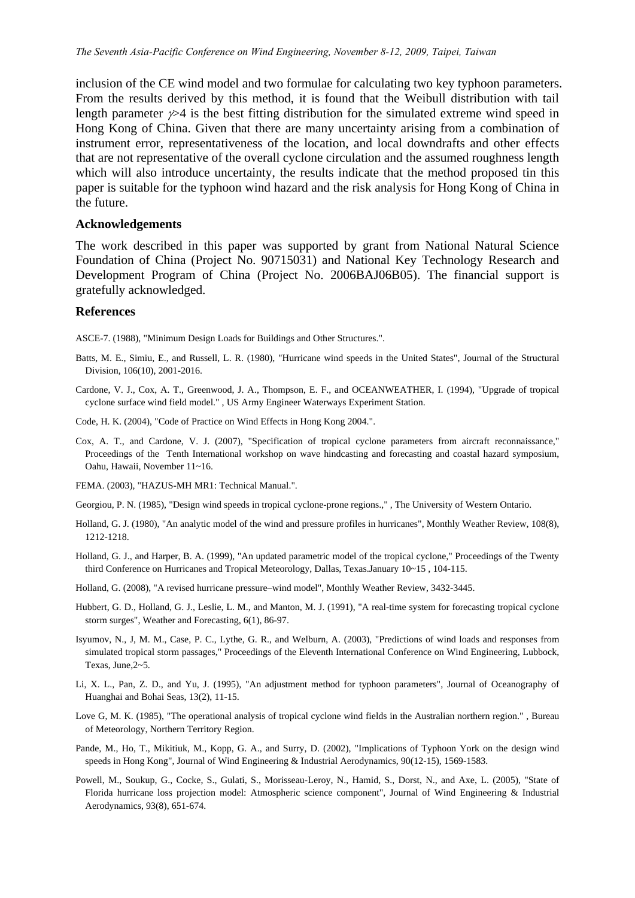inclusion of the CE wind model and two formulae for calculating two key typhoon parameters. From the results derived by this method, it is found that the Weibull distribution with tail length parameter $\gamma$>4 is the best fitting distribution for the simulated extreme wind speed in Hong Kong of China. Given that there are many uncertainty arising from a combination of instrument error, representativeness of the location, and local downdrafts and other effects that are not representative of the overall cyclone circulation and the assumed roughness length which will also introduce uncertainty, the results indicate that the method proposed tin this paper is suitable for the typhoon wind hazard and the risk analysis for Hong Kong of China in the future.

## Acknowledgements

The work described in this paper was supported by grant from National Natural Science Foundation of China (Project No. 90715031) and National Key Technology Research and Development Program of China (Project No. 2006BAJ06B05). The financial support is gratefully acknowledged.

## References

ASCE-7. (1988), "Minimum Design Loads for Buildings and Other Structures.".

Batts, M. E., Simiu, E., and Russell, L. R. (1980), "Hurricane wind speeds in the United States", Journal of the Structural Division, 106(10), 2001-2016.

Cardone, V. J., Cox, A. T., Greenwood, J. A., Thompson, E. F., and OCEANWEATHER, I. (1994), "Upgrade of tropical cyclone surface wind field model." , US Army Engineer Waterways Experiment Station.

Code, H. K. (2004), "Code of Practice on Wind Effects in Hong Kong 2004.".

Cox, A. T., and Cardone, V. J. (2007), "Specification of tropical cyclone parameters from aircraft reconnaissance," Proceedings of the Tenth International workshop on wave hindcasting and forecasting and coastal hazard symposium, Oahu, Hawaii, November 11~16.

FEMA. (2003), "HAZUS-MH MR1: Technical Manual.".

Georgiou, P. N. (1985), "Design wind speeds in tropical cyclone-prone regions.," , The University of Western Ontario.

Holland, G. J. (1980), "An analytic model of the wind and pressure profiles in hurricanes", Monthly Weather Review, 108(8), 1212-1218.

Holland, G. J., and Harper, B. A. (1999), "An updated parametric model of the tropical cyclone," Proceedings of the Twenty third Conference on Hurricanes and Tropical Meteorology, Dallas, Texas.January 10~15 , 104-115.

Holland, G. (2008), "A revised hurricane pressure–wind model", Monthly Weather Review, 3432-3445.

Hubbert, G. D., Holland, G. J., Leslie, L. M., and Manton, M. J. (1991), "A real-time system for forecasting tropical cyclone storm surges", Weather and Forecasting, 6(1), 86-97.

Isyumov, N., J, M. M., Case, P. C., Lythe, G. R., and Welburn, A. (2003), "Predictions of wind loads and responses from simulated tropical storm passages," Proceedings of the Eleventh International Conference on Wind Engineering, Lubbock, Texas, June,2~5.

Li, X. L., Pan, Z. D., and Yu, J. (1995), "An adjustment method for typhoon parameters", Journal of Oceanography of Huanghai and Bohai Seas, 13(2), 11-15.

Love G, M. K. (1985), "The operational analysis of tropical cyclone wind fields in the Australian northern region." , Bureau of Meteorology, Northern Territory Region.

Pande, M., Ho, T., Mikitiuk, M., Kopp, G. A., and Surry, D. (2002), "Implications of Typhoon York on the design wind speeds in Hong Kong", Journal of Wind Engineering & Industrial Aerodynamics, 90(12-15), 1569-1583.

Powell, M., Soukup, G., Cocke, S., Gulati, S., Morisseau-Leroy, N., Hamid, S., Dorst, N., and Axe, L. (2005), "State of Florida hurricane loss projection model: Atmospheric science component", Journal of Wind Engineering & Industrial Aerodynamics, 93(8), 651-674.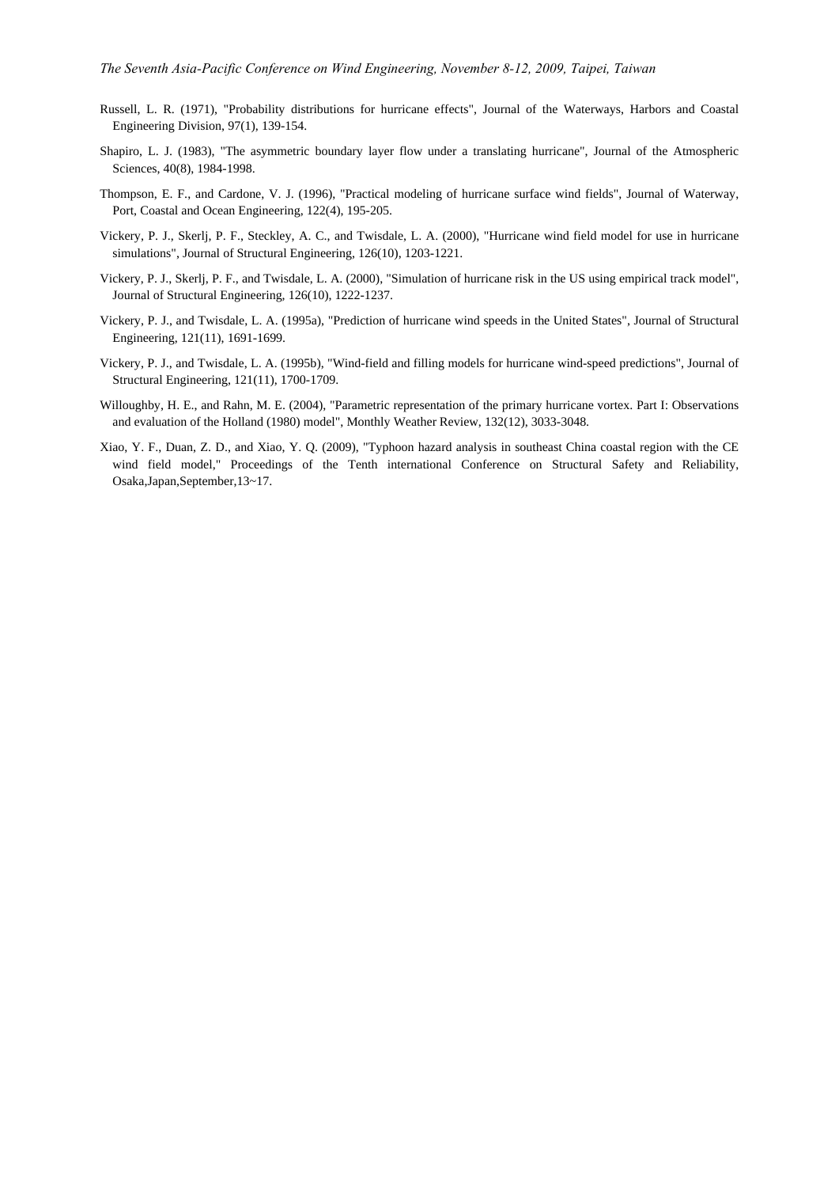Russell, L. R. (1971), "Probability distributions for hurricane effects", Journal of the Waterways, Harbors and Coastal Engineering Division, 97(1), 139-154.

Shapiro, L. J. (1983), "The asymmetric boundary layer flow under a translating hurricane", Journal of the Atmospheric Sciences, 40(8), 1984-1998.

Thompson, E. F., and Cardone, V. J. (1996), "Practical modeling of hurricane surface wind fields", Journal of Waterway, Port, Coastal and Ocean Engineering, 122(4), 195-205.

Vickery, P. J., Skerlj, P. F., Steckley, A. C., and Twisdale, L. A. (2000), "Hurricane wind field model for use in hurricane simulations", Journal of Structural Engineering, 126(10), 1203-1221.

Vickery, P. J., Skerlj, P. F., and Twisdale, L. A. (2000), "Simulation of hurricane risk in the US using empirical track model", Journal of Structural Engineering, 126(10), 1222-1237.

Vickery, P. J., and Twisdale, L. A. (1995a), "Prediction of hurricane wind speeds in the United States", Journal of Structural Engineering, 121(11), 1691-1699.

Vickery, P. J., and Twisdale, L. A. (1995b), "Wind-field and filling models for hurricane wind-speed predictions", Journal of Structural Engineering, 121(11), 1700-1709.

Willoughby, H. E., and Rahn, M. E. (2004), "Parametric representation of the primary hurricane vortex. Part I: Observations and evaluation of the Holland (1980) model", Monthly Weather Review, 132(12), 3033-3048.

Xiao, Y. F., Duan, Z. D., and Xiao, Y. Q. (2009), "Typhoon hazard analysis in southeast China coastal region with the CE wind field model," Proceedings of the Tenth international Conference on Structural Safety and Reliability, Osaka,Japan,September,13~17.